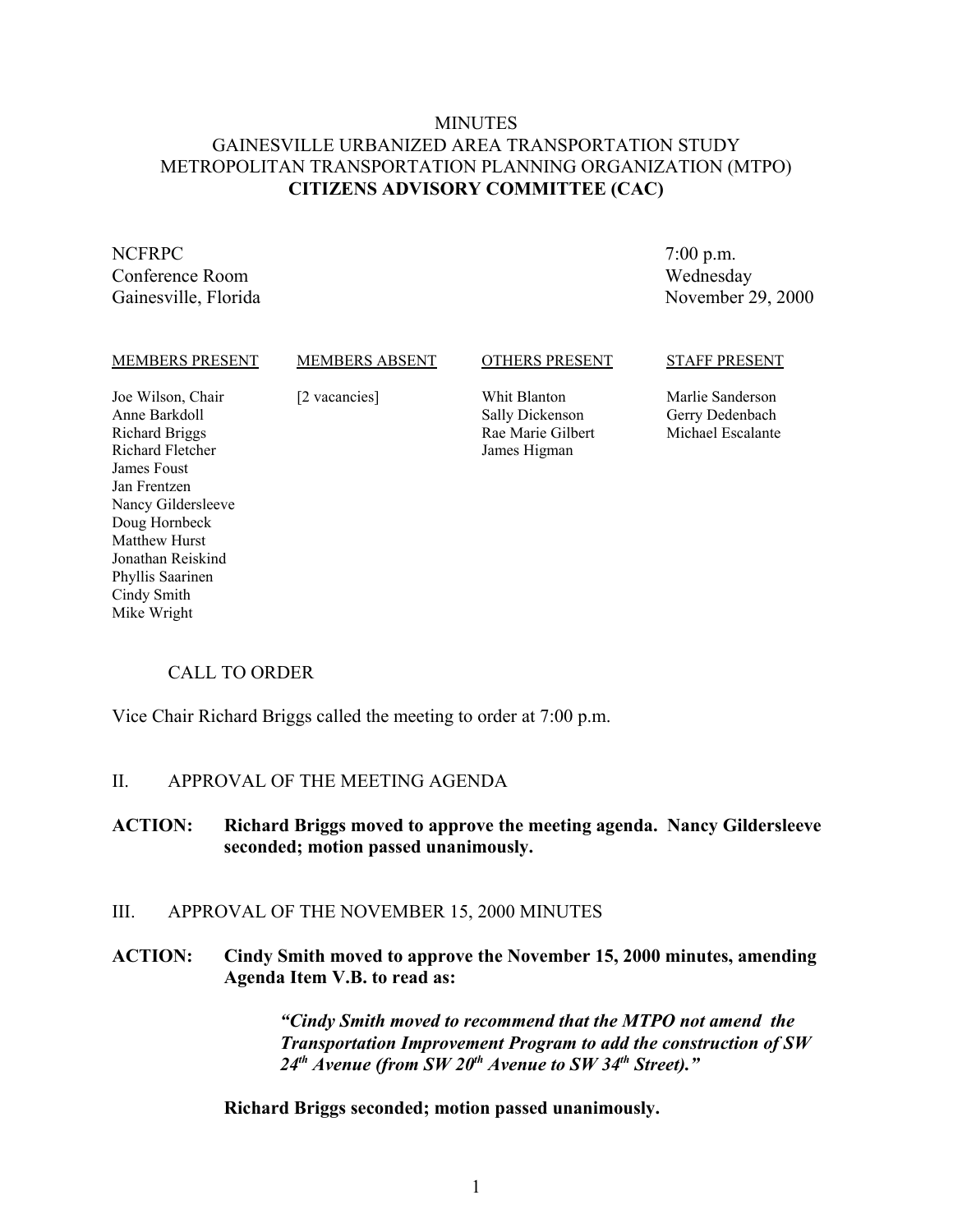# MINUTES
# GAINESVILLE URBANIZED AREA TRANSPORTATION STUDY
# METROPOLITAN TRANSPORTATION PLANNING ORGANIZATION (MTPO)
# **CITIZENS ADVISORY COMMITTEE (CAC)**

NCFRPC
Conference Room
Gainesville, Florida

7:00 p.m.
Wednesday
November 29, 2000

| MEMBERS PRESENT | MEMBERS ABSENT | OTHERS PRESENT | STAFF PRESENT |
|---|---|---|---|
| Joe Wilson, Chair | [2 vacancies] | Whit Blanton | Marlie Sanderson |
| Anne Barkdoll | | Sally Dickenson | Gerry Dedenbach |
| Richard Briggs | | Rae Marie Gilbert | Michael Escalante |
| Richard Fletcher | | James Higman | |
| James Foust | | | |
| Jan Frentzen | | | |
| Nancy Gildersleeve | | | |
| Doug Hornbeck | | | |
| Matthew Hurst | | | |
| Jonathan Reiskind | | | |
| Phyllis Saarinen | | | |
| Cindy Smith | | | |
| Mike Wright | | | |

## CALL TO ORDER

Vice Chair Richard Briggs called the meeting to order at 7:00 p.m.

## II. APPROVAL OF THE MEETING AGENDA

**ACTION: Richard Briggs moved to approve the meeting agenda. Nancy Gildersleeve seconded; motion passed unanimously.**

## III. APPROVAL OF THE NOVEMBER 15, 2000 MINUTES

**ACTION: Cindy Smith moved to approve the November 15, 2000 minutes, amending Agenda Item V.B. to read as:**

> ***"Cindy Smith moved to recommend that the MTPO not amend the Transportation Improvement Program to add the construction of SW 24th Avenue (from SW 20th Avenue to SW 34th Street)."***

**Richard Briggs seconded; motion passed unanimously.**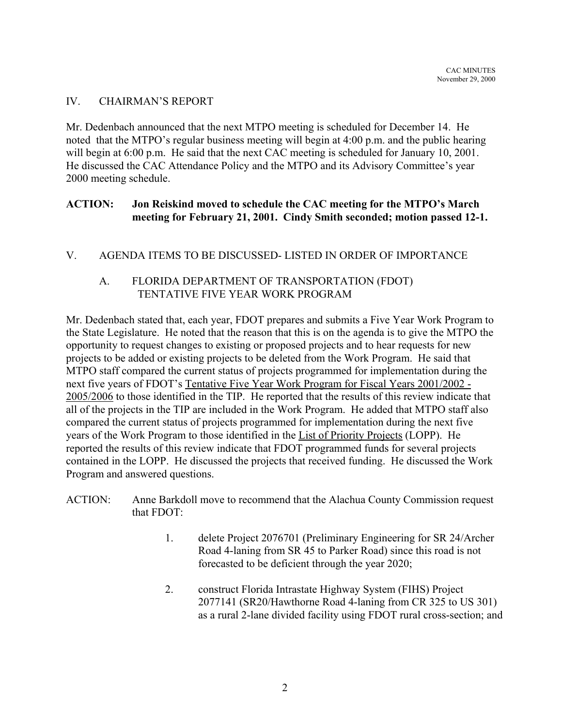## IV. CHAIRMAN'S REPORT

Mr. Dedenbach announced that the next MTPO meeting is scheduled for December 14. He noted that the MTPO's regular business meeting will begin at 4:00 p.m. and the public hearing will begin at 6:00 p.m. He said that the next CAC meeting is scheduled for January 10, 2001. He discussed the CAC Attendance Policy and the MTPO and its Advisory Committee's year 2000 meeting schedule.

**ACTION: Jon Reiskind moved to schedule the CAC meeting for the MTPO's March meeting for February 21, 2001. Cindy Smith seconded; motion passed 12-1.**

## V. AGENDA ITEMS TO BE DISCUSSED- LISTED IN ORDER OF IMPORTANCE

### A. FLORIDA DEPARTMENT OF TRANSPORTATION (FDOT) TENTATIVE FIVE YEAR WORK PROGRAM

Mr. Dedenbach stated that, each year, FDOT prepares and submits a Five Year Work Program to the State Legislature. He noted that the reason that this is on the agenda is to give the MTPO the opportunity to request changes to existing or proposed projects and to hear requests for new projects to be added or existing projects to be deleted from the Work Program. He said that MTPO staff compared the current status of projects programmed for implementation during the next five years of FDOT's Tentative Five Year Work Program for Fiscal Years 2001/2002 - 2005/2006 to those identified in the TIP. He reported that the results of this review indicate that all of the projects in the TIP are included in the Work Program. He added that MTPO staff also compared the current status of projects programmed for implementation during the next five years of the Work Program to those identified in the List of Priority Projects (LOPP). He reported the results of this review indicate that FDOT programmed funds for several projects contained in the LOPP. He discussed the projects that received funding. He discussed the Work Program and answered questions.

ACTION: Anne Barkdoll move to recommend that the Alachua County Commission request that FDOT:

1. delete Project 2076701 (Preliminary Engineering for SR 24/Archer Road 4-laning from SR 45 to Parker Road) since this road is not forecasted to be deficient through the year 2020;
2. construct Florida Intrastate Highway System (FIHS) Project 2077141 (SR20/Hawthorne Road 4-laning from CR 325 to US 301) as a rural 2-lane divided facility using FDOT rural cross-section; and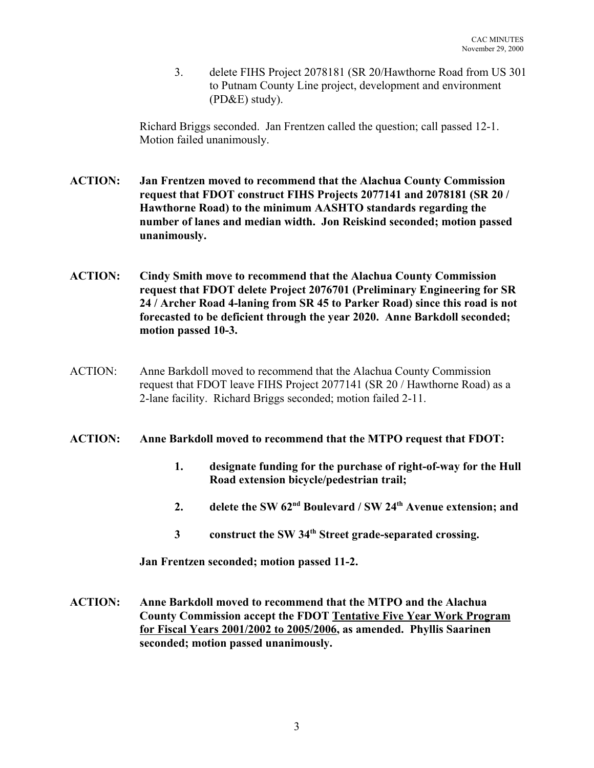3. delete FIHS Project 2078181 (SR 20/Hawthorne Road from US 301 to Putnam County Line project, development and environment (PD&E) study).

Richard Briggs seconded. Jan Frentzen called the question; call passed 12-1. Motion failed unanimously.

**ACTION: Jan Frentzen moved to recommend that the Alachua County Commission request that FDOT construct FIHS Projects 2077141 and 2078181 (SR 20 / Hawthorne Road) to the minimum AASHTO standards regarding the number of lanes and median width. Jon Reiskind seconded; motion passed unanimously.**

**ACTION: Cindy Smith move to recommend that the Alachua County Commission request that FDOT delete Project 2076701 (Preliminary Engineering for SR 24 / Archer Road 4-laning from SR 45 to Parker Road) since this road is not forecasted to be deficient through the year 2020. Anne Barkdoll seconded; motion passed 10-3.**

ACTION: Anne Barkdoll moved to recommend that the Alachua County Commission request that FDOT leave FIHS Project 2077141 (SR 20 / Hawthorne Road) as a 2-lane facility. Richard Briggs seconded; motion failed 2-11.

**ACTION: Anne Barkdoll moved to recommend that the MTPO request that FDOT:**

**1. designate funding for the purchase of right-of-way for the Hull Road extension bicycle/pedestrian trail;**

**2. delete the SW 62nd Boulevard / SW 24th Avenue extension; and**

**3 construct the SW 34th Street grade-separated crossing.**

**Jan Frentzen seconded; motion passed 11-2.**

**ACTION: Anne Barkdoll moved to recommend that the MTPO and the Alachua County Commission accept the FDOT <u>Tentative Five Year Work Program for Fiscal Years 2001/2002 to 2005/2006</u>, as amended. Phyllis Saarinen seconded; motion passed unanimously.**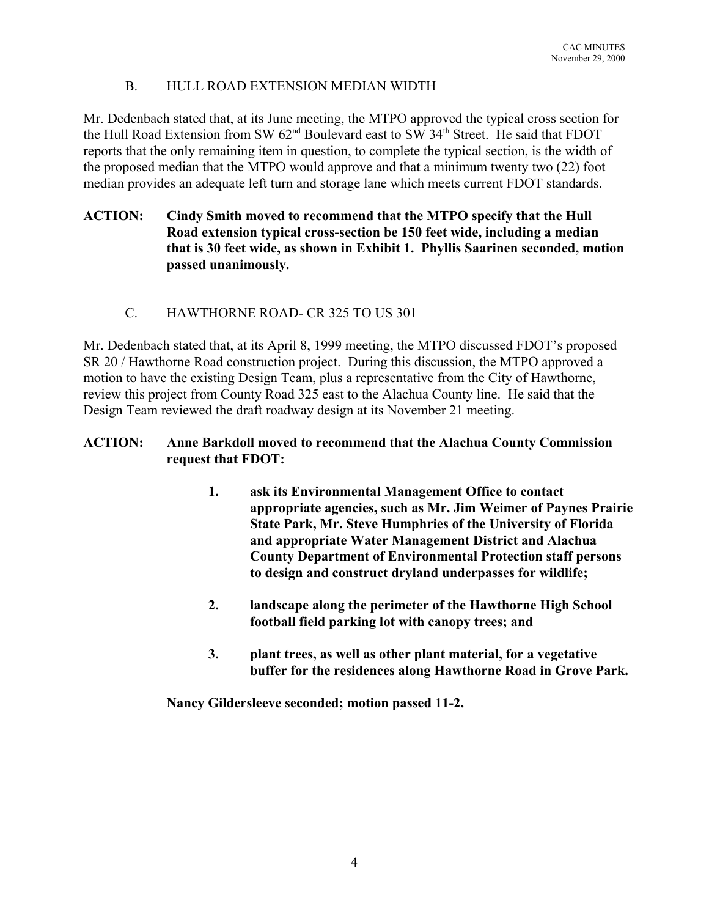## B. HULL ROAD EXTENSION MEDIAN WIDTH

Mr. Dedenbach stated that, at its June meeting, the MTPO approved the typical cross section for the Hull Road Extension from SW 62nd Boulevard east to SW 34th Street. He said that FDOT reports that the only remaining item in question, to complete the typical section, is the width of the proposed median that the MTPO would approve and that a minimum twenty two (22) foot median provides an adequate left turn and storage lane which meets current FDOT standards.

**ACTION: Cindy Smith moved to recommend that the MTPO specify that the Hull Road extension typical cross-section be 150 feet wide, including a median that is 30 feet wide, as shown in Exhibit 1. Phyllis Saarinen seconded, motion passed unanimously.**

## C. HAWTHORNE ROAD- CR 325 TO US 301

Mr. Dedenbach stated that, at its April 8, 1999 meeting, the MTPO discussed FDOT's proposed SR 20 / Hawthorne Road construction project. During this discussion, the MTPO approved a motion to have the existing Design Team, plus a representative from the City of Hawthorne, review this project from County Road 325 east to the Alachua County line. He said that the Design Team reviewed the draft roadway design at its November 21 meeting.

**ACTION: Anne Barkdoll moved to recommend that the Alachua County Commission request that FDOT:**

1. **ask its Environmental Management Office to contact appropriate agencies, such as Mr. Jim Weimer of Paynes Prairie State Park, Mr. Steve Humphries of the University of Florida and appropriate Water Management District and Alachua County Department of Environmental Protection staff persons to design and construct dryland underpasses for wildlife;**

2. **landscape along the perimeter of the Hawthorne High School football field parking lot with canopy trees; and**

3. **plant trees, as well as other plant material, for a vegetative buffer for the residences along Hawthorne Road in Grove Park.**

**Nancy Gildersleeve seconded; motion passed 11-2.**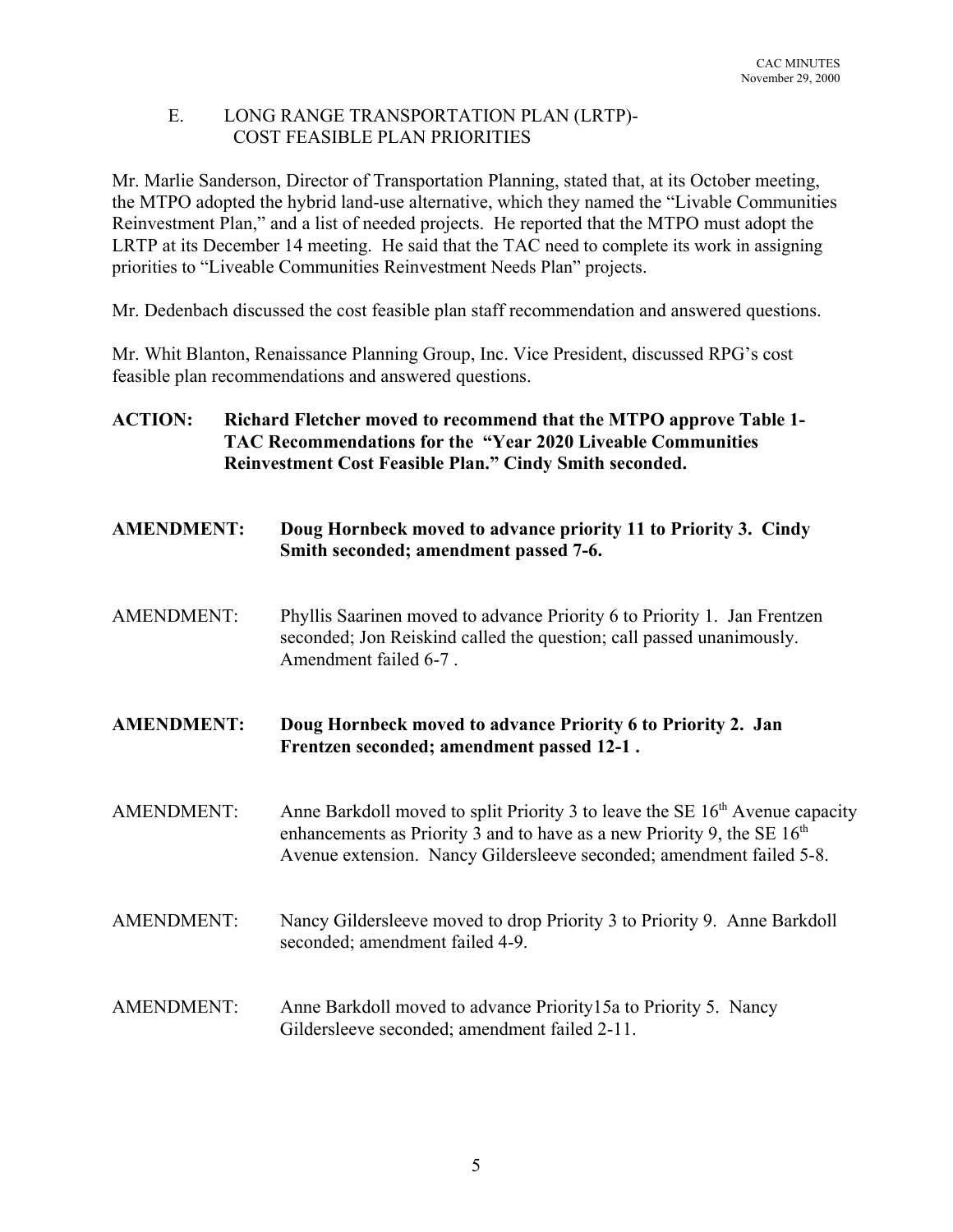## E. LONG RANGE TRANSPORTATION PLAN (LRTP)- COST FEASIBLE PLAN PRIORITIES

Mr. Marlie Sanderson, Director of Transportation Planning, stated that, at its October meeting, the MTPO adopted the hybrid land-use alternative, which they named the "Livable Communities Reinvestment Plan," and a list of needed projects. He reported that the MTPO must adopt the LRTP at its December 14 meeting. He said that the TAC need to complete its work in assigning priorities to "Liveable Communities Reinvestment Needs Plan" projects.

Mr. Dedenbach discussed the cost feasible plan staff recommendation and answered questions.

Mr. Whit Blanton, Renaissance Planning Group, Inc. Vice President, discussed RPG's cost feasible plan recommendations and answered questions.

**ACTION: Richard Fletcher moved to recommend that the MTPO approve Table 1- TAC Recommendations for the "Year 2020 Liveable Communities Reinvestment Cost Feasible Plan." Cindy Smith seconded.**

**AMENDMENT: Doug Hornbeck moved to advance priority 11 to Priority 3. Cindy Smith seconded; amendment passed 7-6.**

AMENDMENT: Phyllis Saarinen moved to advance Priority 6 to Priority 1. Jan Frentzen seconded; Jon Reiskind called the question; call passed unanimously. Amendment failed 6-7 .

**AMENDMENT: Doug Hornbeck moved to advance Priority 6 to Priority 2. Jan Frentzen seconded; amendment passed 12-1 .**

AMENDMENT: Anne Barkdoll moved to split Priority 3 to leave the SE 16th Avenue capacity enhancements as Priority 3 and to have as a new Priority 9, the SE 16th Avenue extension. Nancy Gildersleeve seconded; amendment failed 5-8.

AMENDMENT: Nancy Gildersleeve moved to drop Priority 3 to Priority 9. Anne Barkdoll seconded; amendment failed 4-9.

AMENDMENT: Anne Barkdoll moved to advance Priority15a to Priority 5. Nancy Gildersleeve seconded; amendment failed 2-11.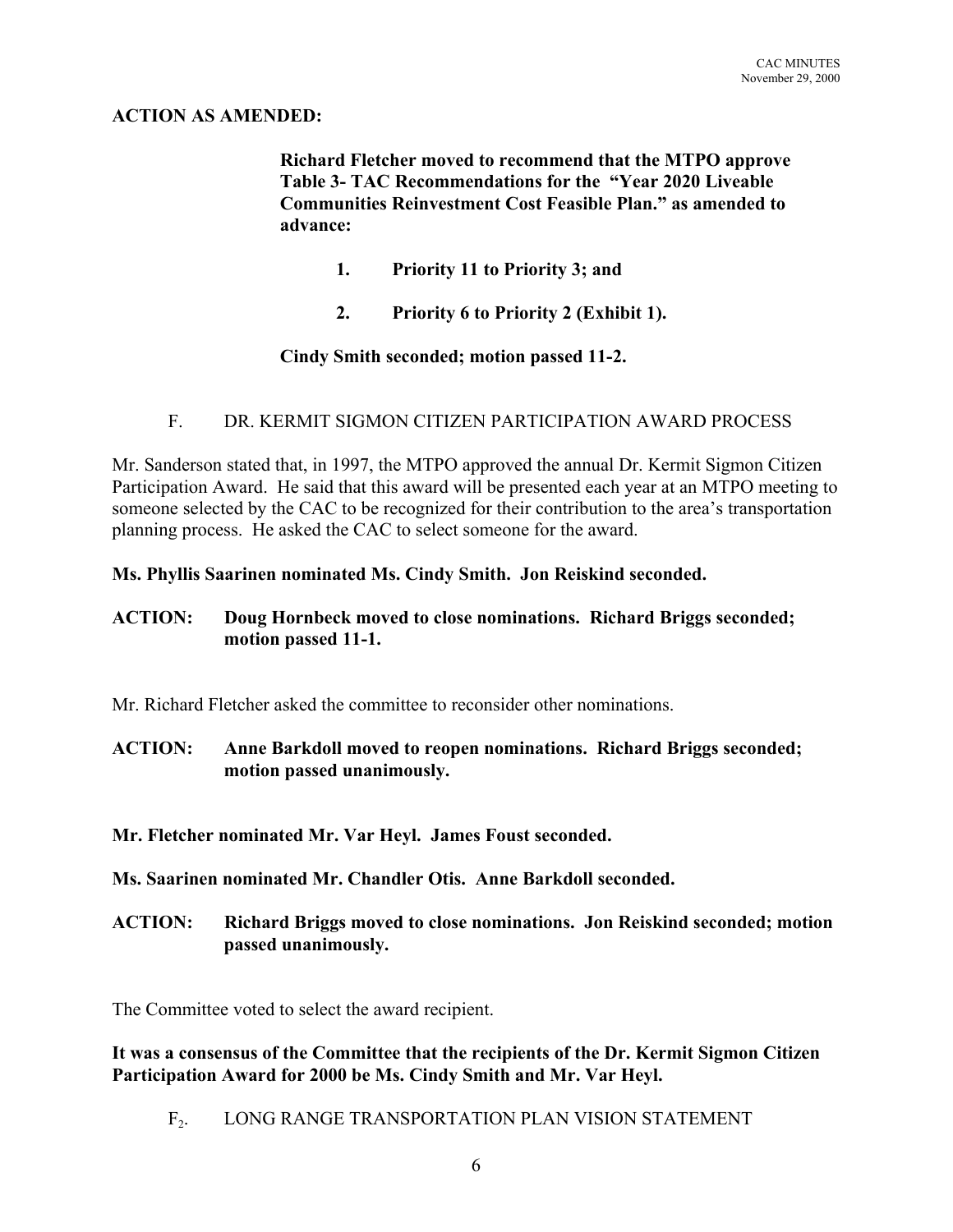**ACTION AS AMENDED:**

> **Richard Fletcher moved to recommend that the MTPO approve Table 3- TAC Recommendations for the "Year 2020 Liveable Communities Reinvestment Cost Feasible Plan." as amended to advance:**
>
> 1. **Priority 11 to Priority 3; and**
> 2. **Priority 6 to Priority 2 (Exhibit 1).**
>
> **Cindy Smith seconded; motion passed 11-2.**

F. DR. KERMIT SIGMON CITIZEN PARTICIPATION AWARD PROCESS

Mr. Sanderson stated that, in 1997, the MTPO approved the annual Dr. Kermit Sigmon Citizen Participation Award. He said that this award will be presented each year at an MTPO meeting to someone selected by the CAC to be recognized for their contribution to the area's transportation planning process. He asked the CAC to select someone for the award.

**Ms. Phyllis Saarinen nominated Ms. Cindy Smith. Jon Reiskind seconded.**

**ACTION: Doug Hornbeck moved to close nominations. Richard Briggs seconded; motion passed 11-1.**

Mr. Richard Fletcher asked the committee to reconsider other nominations.

**ACTION: Anne Barkdoll moved to reopen nominations. Richard Briggs seconded; motion passed unanimously.**

**Mr. Fletcher nominated Mr. Var Heyl. James Foust seconded.**

**Ms. Saarinen nominated Mr. Chandler Otis. Anne Barkdoll seconded.**

**ACTION: Richard Briggs moved to close nominations. Jon Reiskind seconded; motion passed unanimously.**

The Committee voted to select the award recipient.

**It was a consensus of the Committee that the recipients of the Dr. Kermit Sigmon Citizen Participation Award for 2000 be Ms. Cindy Smith and Mr. Var Heyl.**

$F_2$. LONG RANGE TRANSPORTATION PLAN VISION STATEMENT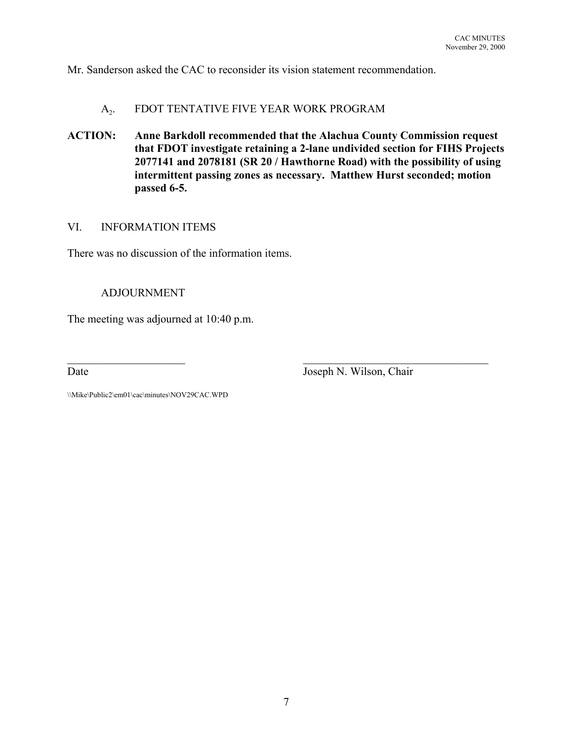Mr. Sanderson asked the CAC to reconsider its vision statement recommendation.

$A_2$. FDOT TENTATIVE FIVE YEAR WORK PROGRAM

**ACTION: Anne Barkdoll recommended that the Alachua County Commission request that FDOT investigate retaining a 2-lane undivided section for FIHS Projects 2077141 and 2078181 (SR 20 / Hawthorne Road) with the possibility of using intermittent passing zones as necessary. Matthew Hurst seconded; motion passed 6-5.**

## VI. INFORMATION ITEMS

There was no discussion of the information items.

## ADJOURNMENT

The meeting was adjourned at 10:40 p.m.

\_\_\_\_\_\_\_\_\_\_\_\_\_\_\_\_\_\_\_\_\_\_ \_\_\_\_\_\_\_\_\_\_\_\_\_\_\_\_\_\_\_\_\_\_\_\_\_\_\_\_\_\_\_\_\_\_\_

Date Joseph N. Wilson, Chair

\\Mike\Public2\em01\cac\minutes\NOV29CAC.WPD